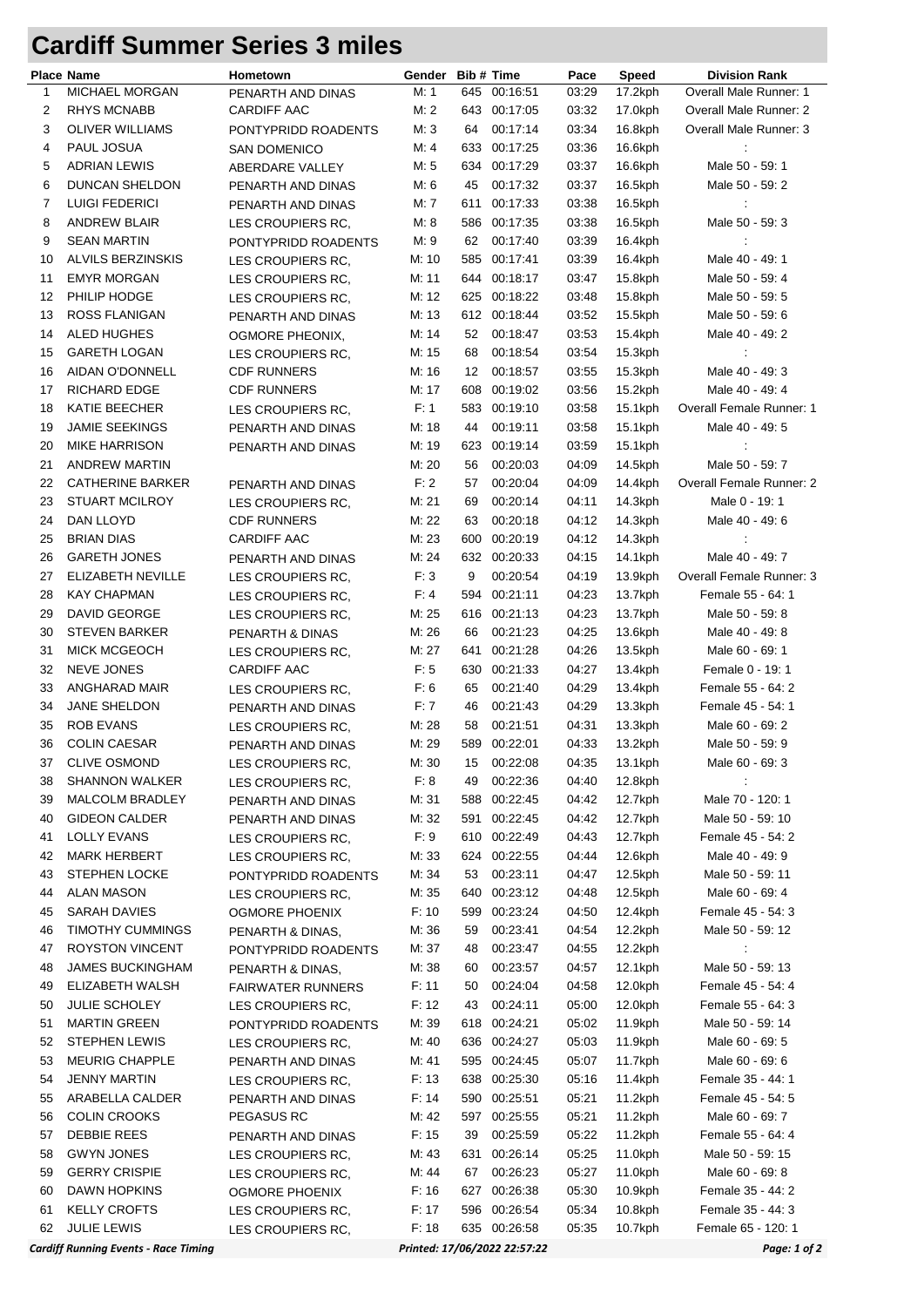# Cardiff Summer Series 3 miles

| Place | Name | Hometown | Gender | Bib # | Time | Pace | Speed | Division Rank |
|---|---|---|---|---|---|---|---|---|
| 1 | MICHAEL MORGAN | PENARTH AND DINAS | M: 1 | 645 | 00:16:51 | 03:29 | 17.2kph | Overall Male Runner: 1 |
| 2 | RHYS MCNABB | CARDIFF AAC | M: 2 | 643 | 00:17:05 | 03:32 | 17.0kph | Overall Male Runner: 2 |
| 3 | OLIVER WILLIAMS | PONTYPRIDD ROADENTS | M: 3 | 64 | 00:17:14 | 03:34 | 16.8kph | Overall Male Runner: 3 |
| 4 | PAUL JOSUA | SAN DOMENICO | M: 4 | 633 | 00:17:25 | 03:36 | 16.6kph | : |
| 5 | ADRIAN LEWIS | ABERDARE VALLEY | M: 5 | 634 | 00:17:29 | 03:37 | 16.6kph | Male 50 - 59: 1 |
| 6 | DUNCAN SHELDON | PENARTH AND DINAS | M: 6 | 45 | 00:17:32 | 03:37 | 16.5kph | Male 50 - 59: 2 |
| 7 | LUIGI FEDERICI | PENARTH AND DINAS | M: 7 | 611 | 00:17:33 | 03:38 | 16.5kph | : |
| 8 | ANDREW BLAIR | LES CROUPIERS RC, | M: 8 | 586 | 00:17:35 | 03:38 | 16.5kph | Male 50 - 59: 3 |
| 9 | SEAN MARTIN | PONTYPRIDD ROADENTS | M: 9 | 62 | 00:17:40 | 03:39 | 16.4kph | : |
| 10 | ALVILS BERZINSKIS | LES CROUPIERS RC, | M: 10 | 585 | 00:17:41 | 03:39 | 16.4kph | Male 40 - 49: 1 |
| 11 | EMYR MORGAN | LES CROUPIERS RC, | M: 11 | 644 | 00:18:17 | 03:47 | 15.8kph | Male 50 - 59: 4 |
| 12 | PHILIP HODGE | LES CROUPIERS RC, | M: 12 | 625 | 00:18:22 | 03:48 | 15.8kph | Male 50 - 59: 5 |
| 13 | ROSS FLANIGAN | PENARTH AND DINAS | M: 13 | 612 | 00:18:44 | 03:52 | 15.5kph | Male 50 - 59: 6 |
| 14 | ALED HUGHES | OGMORE PHEONIX, | M: 14 | 52 | 00:18:47 | 03:53 | 15.4kph | Male 40 - 49: 2 |
| 15 | GARETH LOGAN | LES CROUPIERS RC, | M: 15 | 68 | 00:18:54 | 03:54 | 15.3kph | : |
| 16 | AIDAN O'DONNELL | CDF RUNNERS | M: 16 | 12 | 00:18:57 | 03:55 | 15.3kph | Male 40 - 49: 3 |
| 17 | RICHARD EDGE | CDF RUNNERS | M: 17 | 608 | 00:19:02 | 03:56 | 15.2kph | Male 40 - 49: 4 |
| 18 | KATIE BEECHER | LES CROUPIERS RC, | F: 1 | 583 | 00:19:10 | 03:58 | 15.1kph | Overall Female Runner: 1 |
| 19 | JAMIE SEEKINGS | PENARTH AND DINAS | M: 18 | 44 | 00:19:11 | 03:58 | 15.1kph | Male 40 - 49: 5 |
| 20 | MIKE HARRISON | PENARTH AND DINAS | M: 19 | 623 | 00:19:14 | 03:59 | 15.1kph | : |
| 21 | ANDREW MARTIN | | M: 20 | 56 | 00:20:03 | 04:09 | 14.5kph | Male 50 - 59: 7 |
| 22 | CATHERINE BARKER | PENARTH AND DINAS | F: 2 | 57 | 00:20:04 | 04:09 | 14.4kph | Overall Female Runner: 2 |
| 23 | STUART MCILROY | LES CROUPIERS RC, | M: 21 | 69 | 00:20:14 | 04:11 | 14.3kph | Male 0 - 19: 1 |
| 24 | DAN LLOYD | CDF RUNNERS | M: 22 | 63 | 00:20:18 | 04:12 | 14.3kph | Male 40 - 49: 6 |
| 25 | BRIAN DIAS | CARDIFF AAC | M: 23 | 600 | 00:20:19 | 04:12 | 14.3kph | : |
| 26 | GARETH JONES | PENARTH AND DINAS | M: 24 | 632 | 00:20:33 | 04:15 | 14.1kph | Male 40 - 49: 7 |
| 27 | ELIZABETH NEVILLE | LES CROUPIERS RC, | F: 3 | 9 | 00:20:54 | 04:19 | 13.9kph | Overall Female Runner: 3 |
| 28 | KAY CHAPMAN | LES CROUPIERS RC, | F: 4 | 594 | 00:21:11 | 04:23 | 13.7kph | Female 55 - 64: 1 |
| 29 | DAVID GEORGE | LES CROUPIERS RC, | M: 25 | 616 | 00:21:13 | 04:23 | 13.7kph | Male 50 - 59: 8 |
| 30 | STEVEN BARKER | PENARTH & DINAS | M: 26 | 66 | 00:21:23 | 04:25 | 13.6kph | Male 40 - 49: 8 |
| 31 | MICK MCGEOCH | LES CROUPIERS RC, | M: 27 | 641 | 00:21:28 | 04:26 | 13.5kph | Male 60 - 69: 1 |
| 32 | NEVE JONES | CARDIFF AAC | F: 5 | 630 | 00:21:33 | 04:27 | 13.4kph | Female 0 - 19: 1 |
| 33 | ANGHARAD MAIR | LES CROUPIERS RC, | F: 6 | 65 | 00:21:40 | 04:29 | 13.4kph | Female 55 - 64: 2 |
| 34 | JANE SHELDON | PENARTH AND DINAS | F: 7 | 46 | 00:21:43 | 04:29 | 13.3kph | Female 45 - 54: 1 |
| 35 | ROB EVANS | LES CROUPIERS RC, | M: 28 | 58 | 00:21:51 | 04:31 | 13.3kph | Male 60 - 69: 2 |
| 36 | COLIN CAESAR | PENARTH AND DINAS | M: 29 | 589 | 00:22:01 | 04:33 | 13.2kph | Male 50 - 59: 9 |
| 37 | CLIVE OSMOND | LES CROUPIERS RC, | M: 30 | 15 | 00:22:08 | 04:35 | 13.1kph | Male 60 - 69: 3 |
| 38 | SHANNON WALKER | LES CROUPIERS RC, | F: 8 | 49 | 00:22:36 | 04:40 | 12.8kph | : |
| 39 | MALCOLM BRADLEY | PENARTH AND DINAS | M: 31 | 588 | 00:22:45 | 04:42 | 12.7kph | Male 70 - 120: 1 |
| 40 | GIDEON CALDER | PENARTH AND DINAS | M: 32 | 591 | 00:22:45 | 04:42 | 12.7kph | Male 50 - 59: 10 |
| 41 | LOLLY EVANS | LES CROUPIERS RC, | F: 9 | 610 | 00:22:49 | 04:43 | 12.7kph | Female 45 - 54: 2 |
| 42 | MARK HERBERT | LES CROUPIERS RC, | M: 33 | 624 | 00:22:55 | 04:44 | 12.6kph | Male 40 - 49: 9 |
| 43 | STEPHEN LOCKE | PONTYPRIDD ROADENTS | M: 34 | 53 | 00:23:11 | 04:47 | 12.5kph | Male 50 - 59: 11 |
| 44 | ALAN MASON | LES CROUPIERS RC, | M: 35 | 640 | 00:23:12 | 04:48 | 12.5kph | Male 60 - 69: 4 |
| 45 | SARAH DAVIES | OGMORE PHOENIX | F: 10 | 599 | 00:23:24 | 04:50 | 12.4kph | Female 45 - 54: 3 |
| 46 | TIMOTHY CUMMINGS | PENARTH & DINAS, | M: 36 | 59 | 00:23:41 | 04:54 | 12.2kph | Male 50 - 59: 12 |
| 47 | ROYSTON VINCENT | PONTYPRIDD ROADENTS | M: 37 | 48 | 00:23:47 | 04:55 | 12.2kph | : |
| 48 | JAMES BUCKINGHAM | PENARTH & DINAS, | M: 38 | 60 | 00:23:57 | 04:57 | 12.1kph | Male 50 - 59: 13 |
| 49 | ELIZABETH WALSH | FAIRWATER RUNNERS | F: 11 | 50 | 00:24:04 | 04:58 | 12.0kph | Female 45 - 54: 4 |
| 50 | JULIE SCHOLEY | LES CROUPIERS RC, | F: 12 | 43 | 00:24:11 | 05:00 | 12.0kph | Female 55 - 64: 3 |
| 51 | MARTIN GREEN | PONTYPRIDD ROADENTS | M: 39 | 618 | 00:24:21 | 05:02 | 11.9kph | Male 50 - 59: 14 |
| 52 | STEPHEN LEWIS | LES CROUPIERS RC, | M: 40 | 636 | 00:24:27 | 05:03 | 11.9kph | Male 60 - 69: 5 |
| 53 | MEURIG CHAPPLE | PENARTH AND DINAS | M: 41 | 595 | 00:24:45 | 05:07 | 11.7kph | Male 60 - 69: 6 |
| 54 | JENNY MARTIN | LES CROUPIERS RC, | F: 13 | 638 | 00:25:30 | 05:16 | 11.4kph | Female 35 - 44: 1 |
| 55 | ARABELLA CALDER | PENARTH AND DINAS | F: 14 | 590 | 00:25:51 | 05:21 | 11.2kph | Female 45 - 54: 5 |
| 56 | COLIN CROOKS | PEGASUS RC | M: 42 | 597 | 00:25:55 | 05:21 | 11.2kph | Male 60 - 69: 7 |
| 57 | DEBBIE REES | PENARTH AND DINAS | F: 15 | 39 | 00:25:59 | 05:22 | 11.2kph | Female 55 - 64: 4 |
| 58 | GWYN JONES | LES CROUPIERS RC, | M: 43 | 631 | 00:26:14 | 05:25 | 11.0kph | Male 50 - 59: 15 |
| 59 | GERRY CRISPIE | LES CROUPIERS RC, | M: 44 | 67 | 00:26:23 | 05:27 | 11.0kph | Male 60 - 69: 8 |
| 60 | DAWN HOPKINS | OGMORE PHOENIX | F: 16 | 627 | 00:26:38 | 05:30 | 10.9kph | Female 35 - 44: 2 |
| 61 | KELLY CROFTS | LES CROUPIERS RC, | F: 17 | 596 | 00:26:54 | 05:34 | 10.8kph | Female 35 - 44: 3 |
| 62 | JULIE LEWIS | LES CROUPIERS RC, | F: 18 | 635 | 00:26:58 | 05:35 | 10.7kph | Female 65 - 120: 1 |

*Cardiff Running Events - Race Timing*

*Printed: 17/06/2022 22:57:22*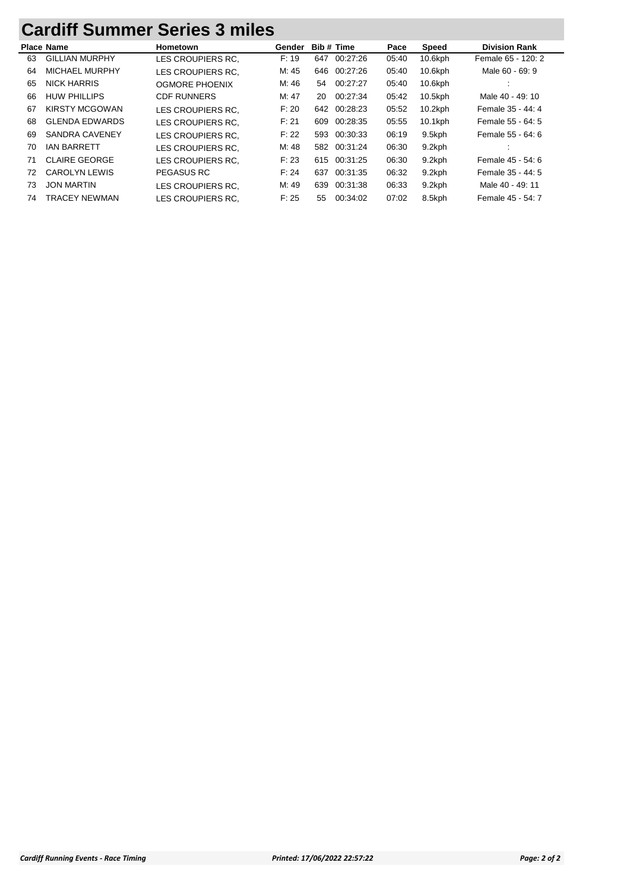# Cardiff Summer Series 3 miles

| Place | Name | Hometown | Gender | Bib # | Time | Pace | Speed | Division Rank |
|---|---|---|---|---|---|---|---|---|
| 63 | GILLIAN MURPHY | LES CROUPIERS RC, | F: 19 | 647 | 00:27:26 | 05:40 | 10.6kph | Female 65 - 120: 2 |
| 64 | MICHAEL MURPHY | LES CROUPIERS RC, | M: 45 | 646 | 00:27:26 | 05:40 | 10.6kph | Male 60 - 69: 9 |
| 65 | NICK HARRIS | OGMORE PHOENIX | M: 46 | 54 | 00:27:27 | 05:40 | 10.6kph | : |
| 66 | HUW PHILLIPS | CDF RUNNERS | M: 47 | 20 | 00:27:34 | 05:42 | 10.5kph | Male 40 - 49: 10 |
| 67 | KIRSTY MCGOWAN | LES CROUPIERS RC, | F: 20 | 642 | 00:28:23 | 05:52 | 10.2kph | Female 35 - 44: 4 |
| 68 | GLENDA EDWARDS | LES CROUPIERS RC, | F: 21 | 609 | 00:28:35 | 05:55 | 10.1kph | Female 55 - 64: 5 |
| 69 | SANDRA CAVENEY | LES CROUPIERS RC, | F: 22 | 593 | 00:30:33 | 06:19 | 9.5kph | Female 55 - 64: 6 |
| 70 | IAN BARRETT | LES CROUPIERS RC, | M: 48 | 582 | 00:31:24 | 06:30 | 9.2kph | : |
| 71 | CLAIRE GEORGE | LES CROUPIERS RC, | F: 23 | 615 | 00:31:25 | 06:30 | 9.2kph | Female 45 - 54: 6 |
| 72 | CAROLYN LEWIS | PEGASUS RC | F: 24 | 637 | 00:31:35 | 06:32 | 9.2kph | Female 35 - 44: 5 |
| 73 | JON MARTIN | LES CROUPIERS RC, | M: 49 | 639 | 00:31:38 | 06:33 | 9.2kph | Male 40 - 49: 11 |
| 74 | TRACEY NEWMAN | LES CROUPIERS RC, | F: 25 | 55 | 00:34:02 | 07:02 | 8.5kph | Female 45 - 54: 7 |

*Cardiff Running Events - Race Timing* *Printed: 17/06/2022 22:57:22*